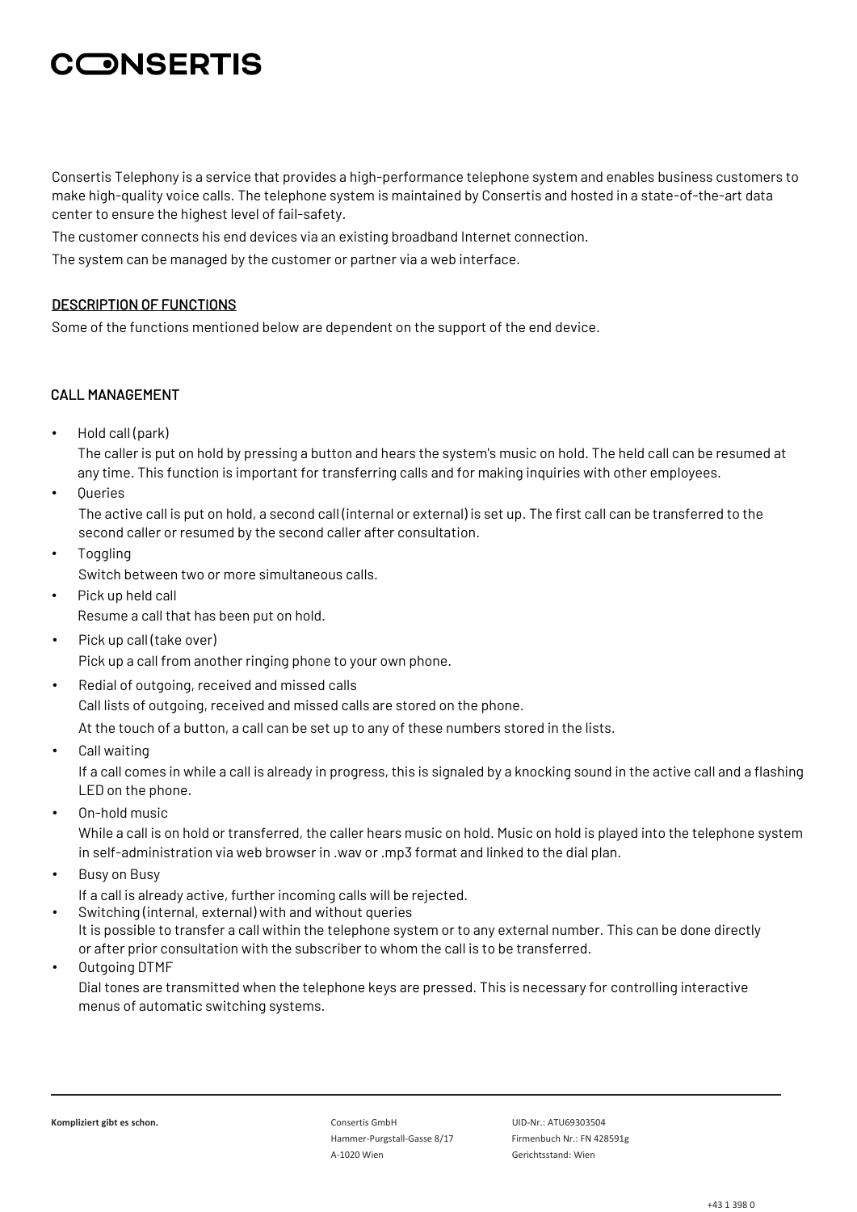# CONSERTIS

Consertis Telephony is a service that provides a high-performance telephone system and enables business customers to make high-quality voice calls. The telephone system is maintained by Consertis and hosted in a state-of-the-art data center to ensure the highest level of fail-safety.

The customer connects his end devices via an existing broadband Internet connection.

The system can be managed by the customer or partner via a web interface.

## DESCRIPTION OF FUNCTIONS

Some of the functions mentioned below are dependent on the support of the end device.

### CALL MANAGEMENT

- Hold call (park)
  The caller is put on hold by pressing a button and hears the system's music on hold. The held call can be resumed at any time. This function is important for transferring calls and for making inquiries with other employees.
- Queries
  The active call is put on hold, a second call (internal or external) is set up. The first call can be transferred to the second caller or resumed by the second caller after consultation.
- Toggling
  Switch between two or more simultaneous calls.
- Pick up held call
  Resume a call that has been put on hold.
- Pick up call (take over)
  Pick up a call from another ringing phone to your own phone.
- Redial of outgoing, received and missed calls
  Call lists of outgoing, received and missed calls are stored on the phone.
  At the touch of a button, a call can be set up to any of these numbers stored in the lists.
- Call waiting
  If a call comes in while a call is already in progress, this is signaled by a knocking sound in the active call and a flashing LED on the phone.
- On-hold music
  While a call is on hold or transferred, the caller hears music on hold. Music on hold is played into the telephone system in self-administration via web browser in .wav or .mp3 format and linked to the dial plan.
- Busy on Busy
  If a call is already active, further incoming calls will be rejected.
- Switching (internal, external) with and without queries
  It is possible to transfer a call within the telephone system or to any external number. This can be done directly or after prior consultation with the subscriber to whom the call is to be transferred.
- Outgoing DTMF
  Dial tones are transmitted when the telephone keys are pressed. This is necessary for controlling interactive menus of automatic switching systems.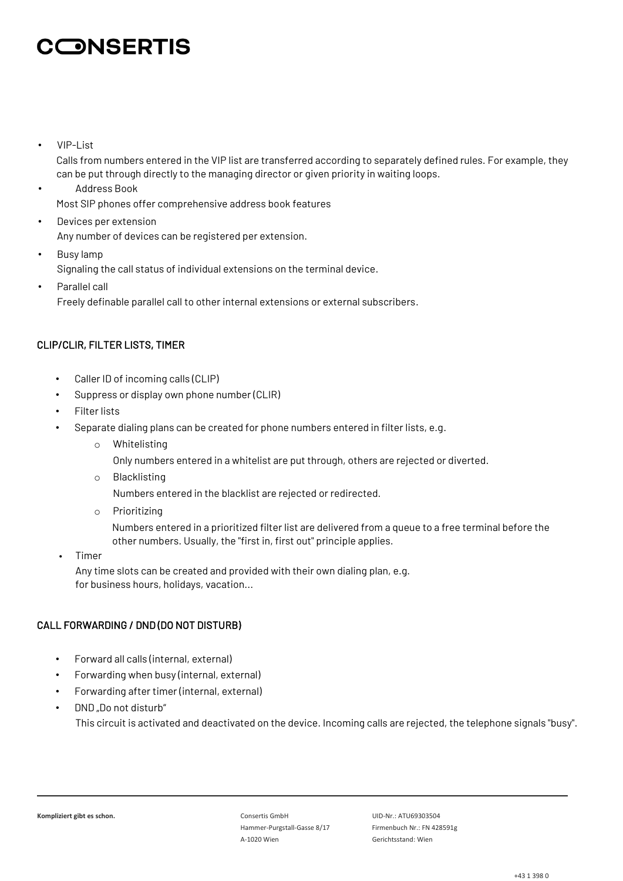- VIP-List

  Calls from numbers entered in the VIP list are transferred according to separately defined rules. For example, they can be put through directly to the managing director or given priority in waiting loops.
- Address Book

  Most SIP phones offer comprehensive address book features
- Devices per extension

  Any number of devices can be registered per extension.
- Busy lamp

  Signaling the call status of individual extensions on the terminal device.
- Parallel call

  Freely definable parallel call to other internal extensions or external subscribers.

## CLIP/CLIR, FILTER LISTS, TIMER

- Caller ID of incoming calls (CLIP)
- Suppress or display own phone number (CLIR)
- Filter lists
- Separate dialing plans can be created for phone numbers entered in filter lists, e.g.
  - Whitelisting

    Only numbers entered in a whitelist are put through, others are rejected or diverted.
  - Blacklisting

    Numbers entered in the blacklist are rejected or redirected.
  - Prioritizing

    Numbers entered in a prioritized filter list are delivered from a queue to a free terminal before the other numbers. Usually, the "first in, first out" principle applies.
- Timer

  Any time slots can be created and provided with their own dialing plan, e.g. for business hours, holidays, vacation...

## CALL FORWARDING / DND (DO NOT DISTURB)

- Forward all calls (internal, external)
- Forwarding when busy (internal, external)
- Forwarding after timer (internal, external)
- DND „Do not disturb“

  This circuit is activated and deactivated on the device. Incoming calls are rejected, the telephone signals "busy".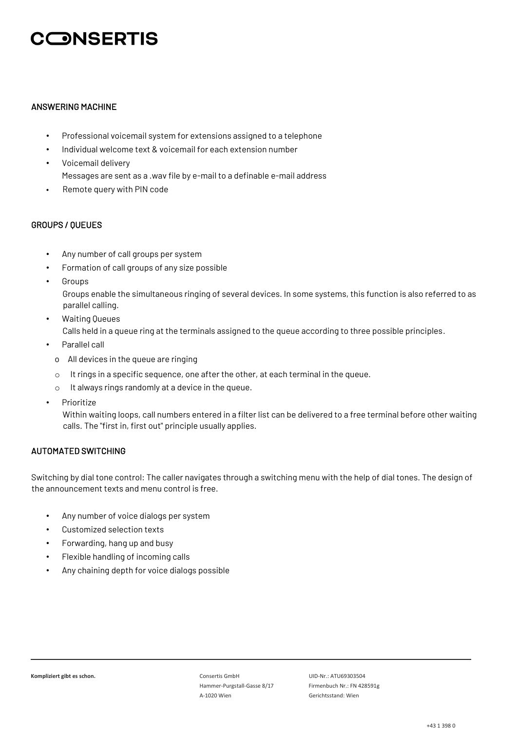## ANSWERING MACHINE

- Professional voicemail system for extensions assigned to a telephone
- Individual welcome text & voicemail for each extension number
- Voicemail delivery
  Messages are sent as a .wav file by e-mail to a definable e-mail address
- Remote query with PIN code

## GROUPS / QUEUES

- Any number of call groups per system
- Formation of call groups of any size possible
- Groups
  Groups enable the simultaneous ringing of several devices. In some systems, this function is also referred to as parallel calling.
- Waiting Queues
  Calls held in a queue ring at the terminals assigned to the queue according to three possible principles.
- Parallel call
  - All devices in the queue are ringing
  - It rings in a specific sequence, one after the other, at each terminal in the queue.
  - It always rings randomly at a device in the queue.
- Prioritize
  Within waiting loops, call numbers entered in a filter list can be delivered to a free terminal before other waiting calls. The "first in, first out" principle usually applies.

## AUTOMATED SWITCHING

Switching by dial tone control: The caller navigates through a switching menu with the help of dial tones. The design of the announcement texts and menu control is free.

- Any number of voice dialogs per system
- Customized selection texts
- Forwarding, hang up and busy
- Flexible handling of incoming calls
- Any chaining depth for voice dialogs possible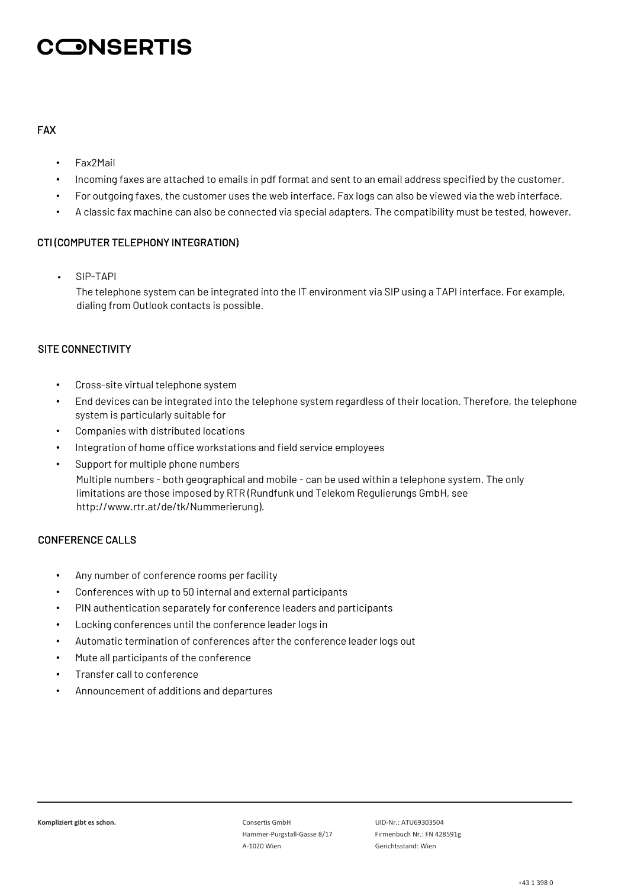## FAX

- Fax2Mail
- Incoming faxes are attached to emails in pdf format and sent to an email address specified by the customer.
- For outgoing faxes, the customer uses the web interface. Fax logs can also be viewed via the web interface.
- A classic fax machine can also be connected via special adapters. The compatibility must be tested, however.

## CTI (COMPUTER TELEPHONY INTEGRATION)

- SIP-TAPI
  The telephone system can be integrated into the IT environment via SIP using a TAPI interface. For example, dialing from Outlook contacts is possible.

## SITE CONNECTIVITY

- Cross-site virtual telephone system
- End devices can be integrated into the telephone system regardless of their location. Therefore, the telephone system is particularly suitable for
- Companies with distributed locations
- Integration of home office workstations and field service employees
- Support for multiple phone numbers
  Multiple numbers - both geographical and mobile - can be used within a telephone system. The only limitations are those imposed by RTR (Rundfunk und Telekom Regulierungs GmbH, see http://www.rtr.at/de/tk/Nummerierung).

## CONFERENCE CALLS

- Any number of conference rooms per facility
- Conferences with up to 50 internal and external participants
- PIN authentication separately for conference leaders and participants
- Locking conferences until the conference leader logs in
- Automatic termination of conferences after the conference leader logs out
- Mute all participants of the conference
- Transfer call to conference
- Announcement of additions and departures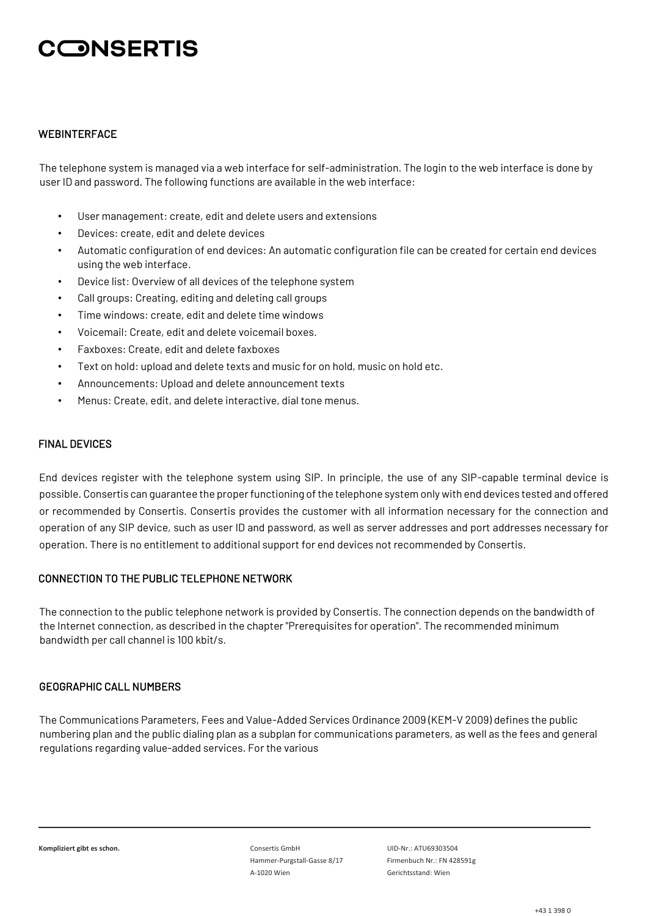## WEBINTERFACE

The telephone system is managed via a web interface for self-administration. The login to the web interface is done by user ID and password. The following functions are available in the web interface:

- User management: create, edit and delete users and extensions
- Devices: create, edit and delete devices
- Automatic configuration of end devices: An automatic configuration file can be created for certain end devices using the web interface.
- Device list: Overview of all devices of the telephone system
- Call groups: Creating, editing and deleting call groups
- Time windows: create, edit and delete time windows
- Voicemail: Create, edit and delete voicemail boxes.
- Faxboxes: Create, edit and delete faxboxes
- Text on hold: upload and delete texts and music for on hold, music on hold etc.
- Announcements: Upload and delete announcement texts
- Menus: Create, edit, and delete interactive, dial tone menus.

## FINAL DEVICES

End devices register with the telephone system using SIP. In principle, the use of any SIP-capable terminal device is possible. Consertis can guarantee the proper functioning of the telephone system only with end devices tested and offered or recommended by Consertis. Consertis provides the customer with all information necessary for the connection and operation of any SIP device, such as user ID and password, as well as server addresses and port addresses necessary for operation. There is no entitlement to additional support for end devices not recommended by Consertis.

## CONNECTION TO THE PUBLIC TELEPHONE NETWORK

The connection to the public telephone network is provided by Consertis. The connection depends on the bandwidth of the Internet connection, as described in the chapter "Prerequisites for operation". The recommended minimum bandwidth per call channel is 100 kbit/s.

## GEOGRAPHIC CALL NUMBERS

The Communications Parameters, Fees and Value-Added Services Ordinance 2009 (KEM-V 2009) defines the public numbering plan and the public dialing plan as a subplan for communications parameters, as well as the fees and general regulations regarding value-added services. For the various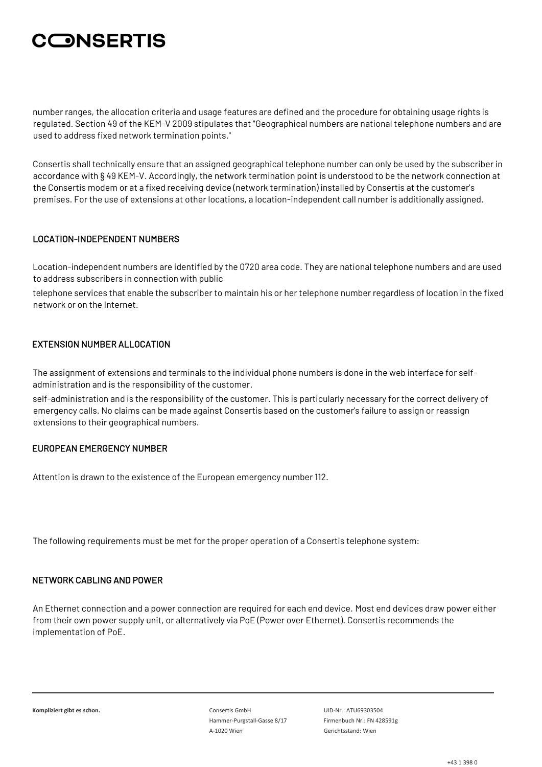number ranges, the allocation criteria and usage features are defined and the procedure for obtaining usage rights is regulated. Section 49 of the KEM-V 2009 stipulates that "Geographical numbers are national telephone numbers and are used to address fixed network termination points."

Consertis shall technically ensure that an assigned geographical telephone number can only be used by the subscriber in accordance with § 49 KEM-V. Accordingly, the network termination point is understood to be the network connection at the Consertis modem or at a fixed receiving device (network termination) installed by Consertis at the customer's premises. For the use of extensions at other locations, a location-independent call number is additionally assigned.

## LOCATION-INDEPENDENT NUMBERS

Location-independent numbers are identified by the 0720 area code. They are national telephone numbers and are used to address subscribers in connection with public

telephone services that enable the subscriber to maintain his or her telephone number regardless of location in the fixed network or on the Internet.

## EXTENSION NUMBER ALLOCATION

The assignment of extensions and terminals to the individual phone numbers is done in the web interface for self-administration and is the responsibility of the customer.

self-administration and is the responsibility of the customer. This is particularly necessary for the correct delivery of emergency calls. No claims can be made against Consertis based on the customer's failure to assign or reassign extensions to their geographical numbers.

## EUROPEAN EMERGENCY NUMBER

Attention is drawn to the existence of the European emergency number 112.

The following requirements must be met for the proper operation of a Consertis telephone system:

## NETWORK CABLING AND POWER

An Ethernet connection and a power connection are required for each end device. Most end devices draw power either from their own power supply unit, or alternatively via PoE (Power over Ethernet). Consertis recommends the implementation of PoE.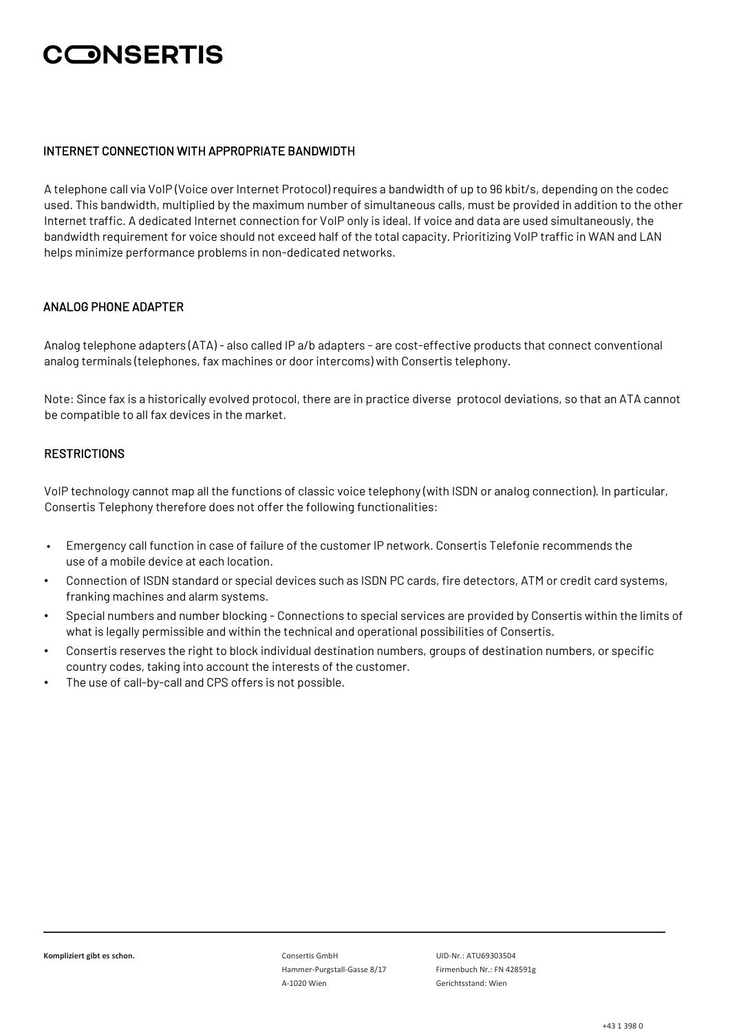## INTERNET CONNECTION WITH APPROPRIATE BANDWIDTH

A telephone call via VoIP (Voice over Internet Protocol) requires a bandwidth of up to 96 kbit/s, depending on the codec used. This bandwidth, multiplied by the maximum number of simultaneous calls, must be provided in addition to the other Internet traffic. A dedicated Internet connection for VoIP only is ideal. If voice and data are used simultaneously, the bandwidth requirement for voice should not exceed half of the total capacity. Prioritizing VoIP traffic in WAN and LAN helps minimize performance problems in non-dedicated networks.

## ANALOG PHONE ADAPTER

Analog telephone adapters (ATA) - also called IP a/b adapters - are cost-effective products that connect conventional analog terminals (telephones, fax machines or door intercoms) with Consertis telephony.

Note: Since fax is a historically evolved protocol, there are in practice diverse protocol deviations, so that an ATA cannot be compatible to all fax devices in the market.

## RESTRICTIONS

VoIP technology cannot map all the functions of classic voice telephony (with ISDN or analog connection). In particular, Consertis Telephony therefore does not offer the following functionalities:

- Emergency call function in case of failure of the customer IP network. Consertis Telefonie recommends the use of a mobile device at each location.
- Connection of ISDN standard or special devices such as ISDN PC cards, fire detectors, ATM or credit card systems, franking machines and alarm systems.
- Special numbers and number blocking - Connections to special services are provided by Consertis within the limits of what is legally permissible and within the technical and operational possibilities of Consertis.
- Consertis reserves the right to block individual destination numbers, groups of destination numbers, or specific country codes, taking into account the interests of the customer.
- The use of call-by-call and CPS offers is not possible.